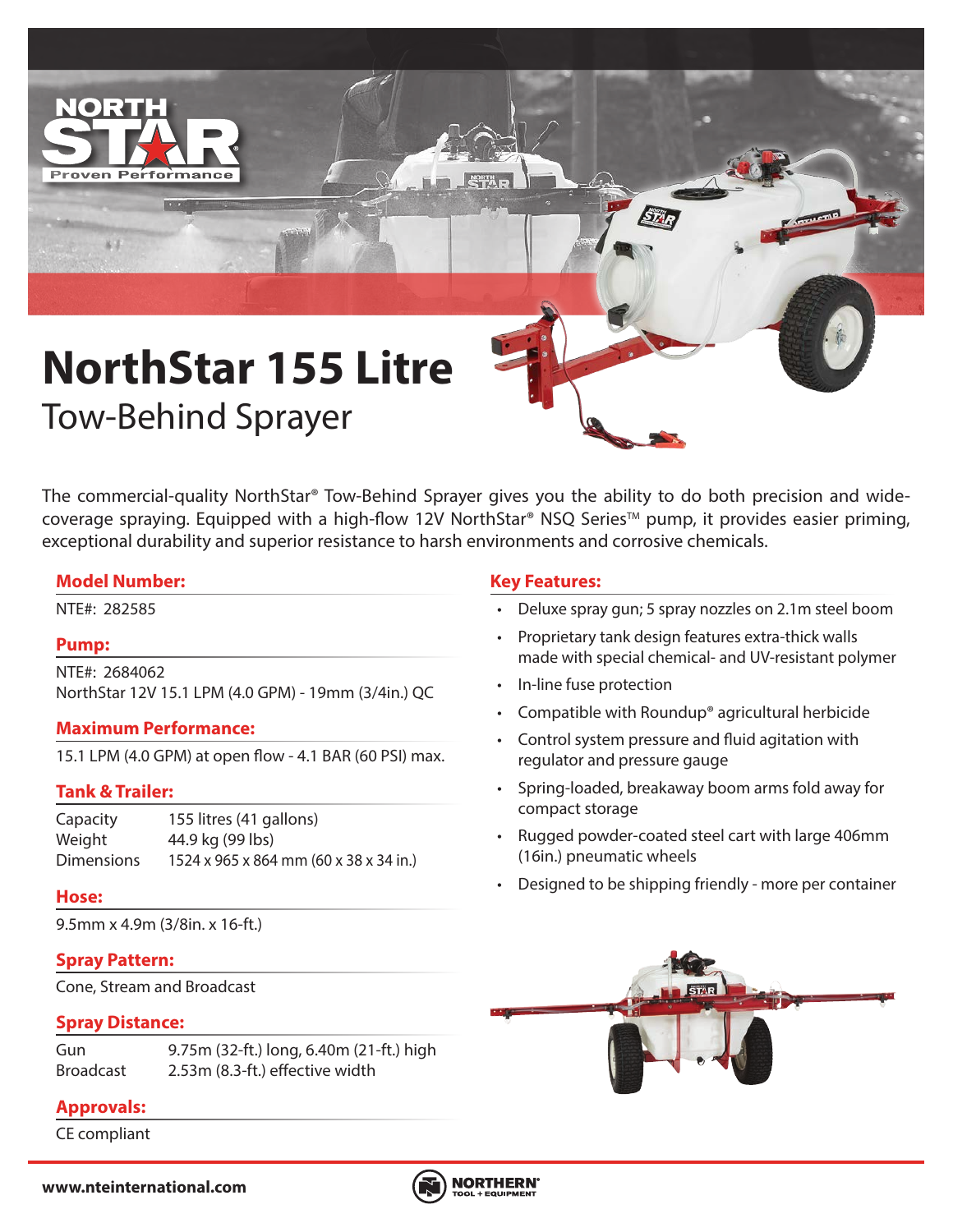# NorthStar 155 Litre

## Tow-Behind Sprayer

The commercial-quality NorthStar® Tow-Behind Sprayer gives you the ability to do both precision and wide-coverage spraying. Equipped with a high-flow 12V NorthStar® NSQ Series™ pump, it provides easier priming, exceptional durability and superior resistance to harsh environments and corrosive chemicals.

### Model Number:

NTE#: 282585

### Pump:

NTE#: 2684062
NorthStar 12V 15.1 LPM (4.0 GPM) - 19mm (3/4in.) QC

### Maximum Performance:

15.1 LPM (4.0 GPM) at open flow - 4.1 BAR (60 PSI) max.

### Tank & Trailer:

| | |
|---|---|
| Capacity | 155 litres (41 gallons) |
| Weight | 44.9 kg (99 lbs) |
| Dimensions | 1524 x 965 x 864 mm (60 x 38 x 34 in.) |

### Hose:

9.5mm x 4.9m (3/8in. x 16-ft.)

### Spray Pattern:

Cone, Stream and Broadcast

### Spray Distance:

| | |
|---|---|
| Gun | 9.75m (32-ft.) long, 6.40m (21-ft.) high |
| Broadcast | 2.53m (8.3-ft.) effective width |

### Approvals:

CE compliant

### Key Features:

- Deluxe spray gun; 5 spray nozzles on 2.1m steel boom
- Proprietary tank design features extra-thick walls made with special chemical- and UV-resistant polymer
- In-line fuse protection
- Compatible with Roundup® agricultural herbicide
- Control system pressure and fluid agitation with regulator and pressure gauge
- Spring-loaded, breakaway boom arms fold away for compact storage
- Rugged powder-coated steel cart with large 406mm (16in.) pneumatic wheels
- Designed to be shipping friendly - more per container

www.nteinternational.com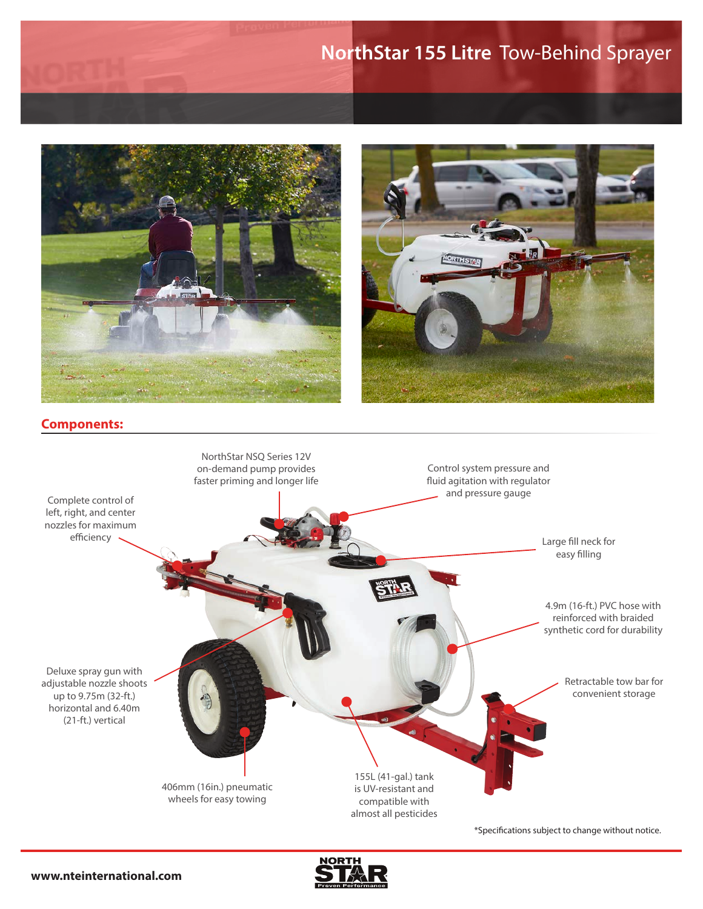# **NorthStar 155 Litre** Tow-Behind Sprayer

## Components:

NorthStar NSQ Series 12V on-demand pump provides faster priming and longer life

Control system pressure and fluid agitation with regulator and pressure gauge

Complete control of left, right, and center nozzles for maximum efficiency

Large fill neck for easy filling

4.9m (16-ft.) PVC hose with reinforced with braided synthetic cord for durability

Deluxe spray gun with adjustable nozzle shoots up to 9.75m (32-ft.) horizontal and 6.40m (21-ft.) vertical

Retractable tow bar for convenient storage

406mm (16in.) pneumatic wheels for easy towing

155L (41-gal.) tank is UV-resistant and compatible with almost all pesticides

*Specifications subject to change without notice.

**www.nteinternational.com**